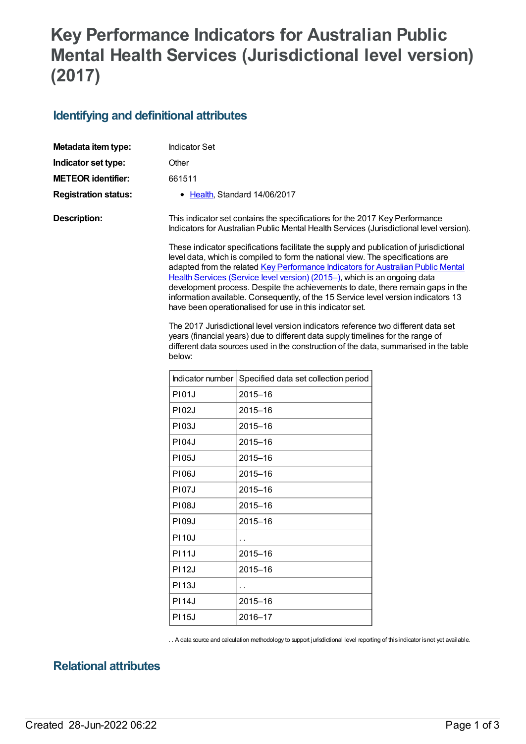# Key Performance Indicators for Australian Public Mental Health Services (Jurisdictional level version) (2017)

## Identifying and definitional attributes

**Metadata item type:** Indicator Set

**Indicator set type:** Other

**METEOR identifier:** 661511

**Registration status:**

- Health, Standard 14/06/2017

**Description:**

This indicator set contains the specifications for the 2017 Key Performance Indicators for Australian Public Mental Health Services (Jurisdictional level version).

These indicator specifications facilitate the supply and publication of jurisdictional level data, which is compiled to form the national view. The specifications are adapted from the related Key Performance Indicators for Australian Public Mental Health Services (Service level version) (2015–), which is an ongoing data development process. Despite the achievements to date, there remain gaps in the information available. Consequently, of the 15 Service level version indicators 13 have been operationalised for use in this indicator set.

The 2017 Jurisdictional level version indicators reference two different data set years (financial years) due to different data supply timelines for the range of different data sources used in the construction of the data, summarised in the table below:

| Indicator number | Specified data set collection period |
| --- | --- |
| PI01J | 2015–16 |
| PI02J | 2015–16 |
| PI03J | 2015–16 |
| PI04J | 2015–16 |
| PI05J | 2015–16 |
| PI06J | 2015–16 |
| PI07J | 2015–16 |
| PI08J | 2015–16 |
| PI09J | 2015–16 |
| PI10J | . . |
| PI11J | 2015–16 |
| PI12J | 2015–16 |
| PI13J | . . |
| PI14J | 2015–16 |
| PI15J | 2016–17 |

. . A data source and calculation methodology to support jurisdictional level reporting of this indicator is not yet available.

## Relational attributes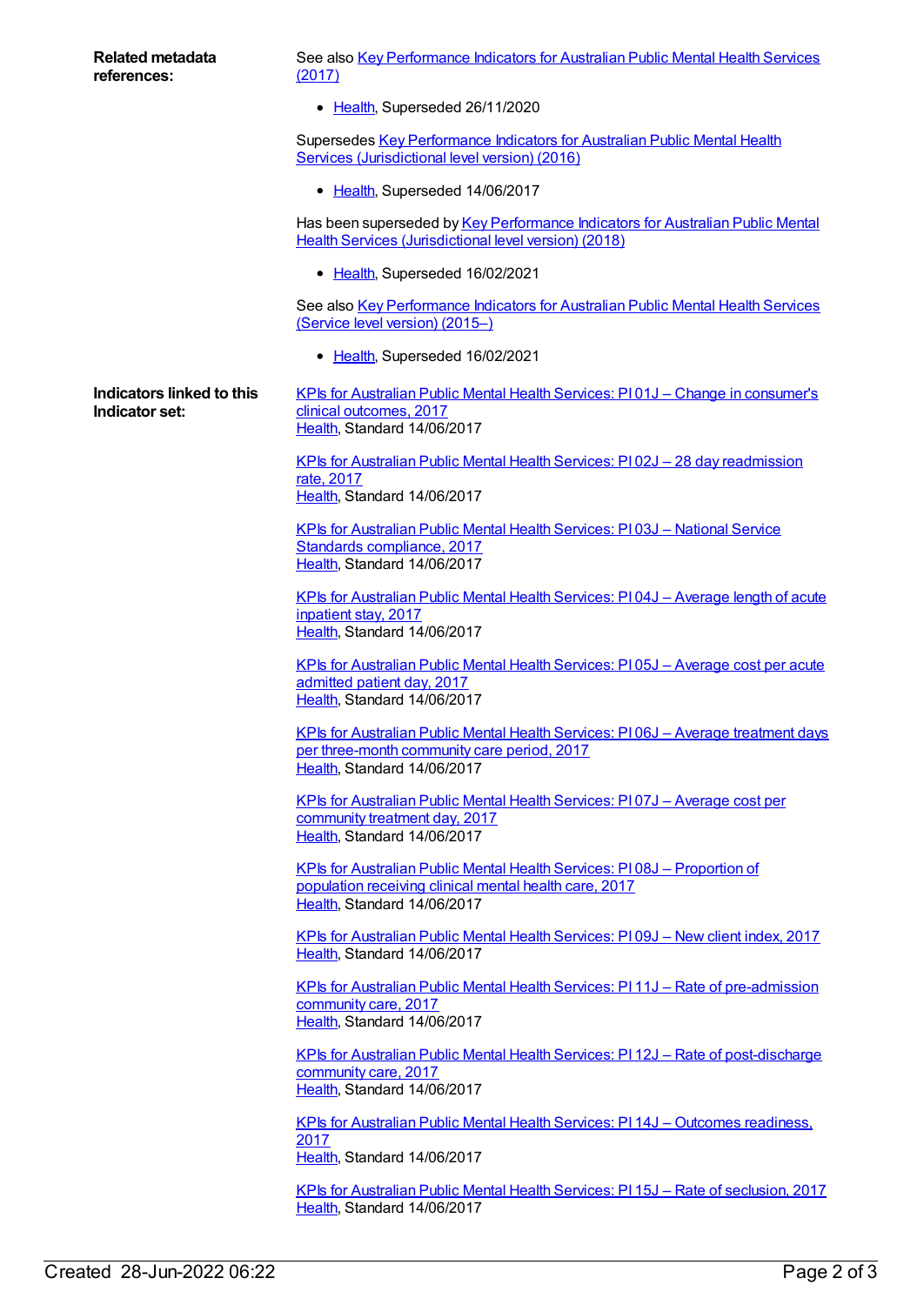**Related metadata references:**

See also Key Performance Indicators for Australian Public Mental Health Services (2017)

- Health, Superseded 26/11/2020

Supersedes Key Performance Indicators for Australian Public Mental Health Services (Jurisdictional level version) (2016)

- Health, Superseded 14/06/2017

Has been superseded by Key Performance Indicators for Australian Public Mental Health Services (Jurisdictional level version) (2018)

- Health, Superseded 16/02/2021

See also Key Performance Indicators for Australian Public Mental Health Services (Service level version) (2015–)

- Health, Superseded 16/02/2021

**Indicators linked to this Indicator set:**

KPIs for Australian Public Mental Health Services: PI 01J – Change in consumer's clinical outcomes, 2017
Health, Standard 14/06/2017

KPIs for Australian Public Mental Health Services: PI 02J – 28 day readmission rate, 2017
Health, Standard 14/06/2017

KPIs for Australian Public Mental Health Services: PI 03J – National Service Standards compliance, 2017
Health, Standard 14/06/2017

KPIs for Australian Public Mental Health Services: PI 04J – Average length of acute inpatient stay, 2017
Health, Standard 14/06/2017

KPIs for Australian Public Mental Health Services: PI 05J – Average cost per acute admitted patient day, 2017
Health, Standard 14/06/2017

KPIs for Australian Public Mental Health Services: PI 06J – Average treatment days per three-month community care period, 2017
Health, Standard 14/06/2017

KPIs for Australian Public Mental Health Services: PI 07J – Average cost per community treatment day, 2017
Health, Standard 14/06/2017

KPIs for Australian Public Mental Health Services: PI 08J – Proportion of population receiving clinical mental health care, 2017
Health, Standard 14/06/2017

KPIs for Australian Public Mental Health Services: PI 09J – New client index, 2017
Health, Standard 14/06/2017

KPIs for Australian Public Mental Health Services: PI 11J – Rate of pre-admission community care, 2017
Health, Standard 14/06/2017

KPIs for Australian Public Mental Health Services: PI 12J – Rate of post-discharge community care, 2017
Health, Standard 14/06/2017

KPIs for Australian Public Mental Health Services: PI 14J – Outcomes readiness, 2017
Health, Standard 14/06/2017

KPIs for Australian Public Mental Health Services: PI 15J – Rate of seclusion, 2017
Health, Standard 14/06/2017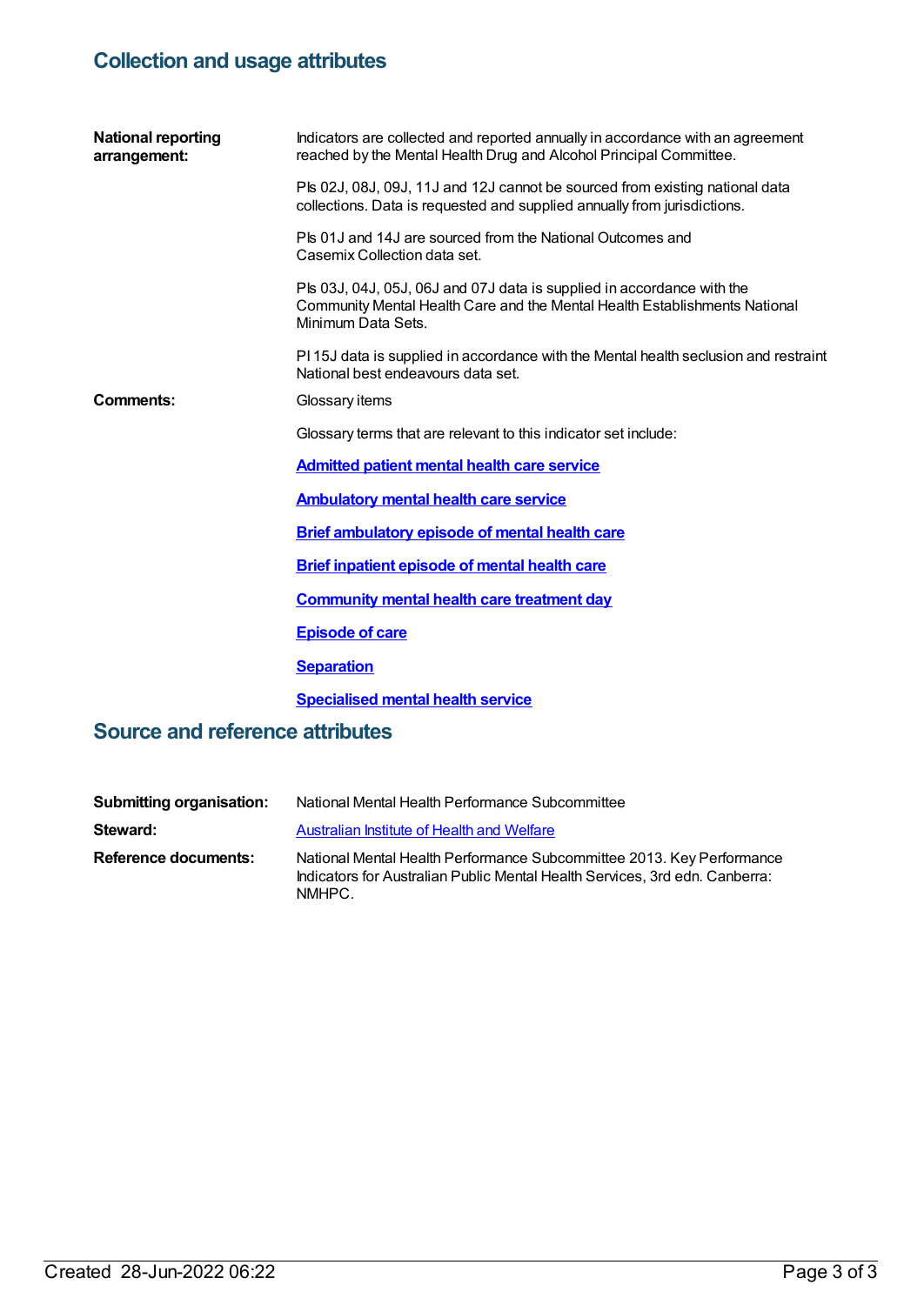## Collection and usage attributes

**National reporting arrangement:**

Indicators are collected and reported annually in accordance with an agreement reached by the Mental Health Drug and Alcohol Principal Committee.

PIs 02J, 08J, 09J, 11J and 12J cannot be sourced from existing national data collections. Data is requested and supplied annually from jurisdictions.

PIs 01J and 14J are sourced from the National Outcomes and Casemix Collection data set.

PIs 03J, 04J, 05J, 06J and 07J data is supplied in accordance with the Community Mental Health Care and the Mental Health Establishments National Minimum Data Sets.

PI 15J data is supplied in accordance with the Mental health seclusion and restraint National best endeavours data set.

**Comments:**

Glossary items

Glossary terms that are relevant to this indicator set include:

**Admitted patient mental health care service**

**Ambulatory mental health care service**

**Brief ambulatory episode of mental health care**

**Brief inpatient episode of mental health care**

**Community mental health care treatment day**

**Episode of care**

**Separation**

**Specialised mental health service**

## Source and reference attributes

**Submitting organisation:** National Mental Health Performance Subcommittee

**Steward:** Australian Institute of Health and Welfare

**Reference documents:** National Mental Health Performance Subcommittee 2013. Key Performance Indicators for Australian Public Mental Health Services, 3rd edn. Canberra: NMHPC.